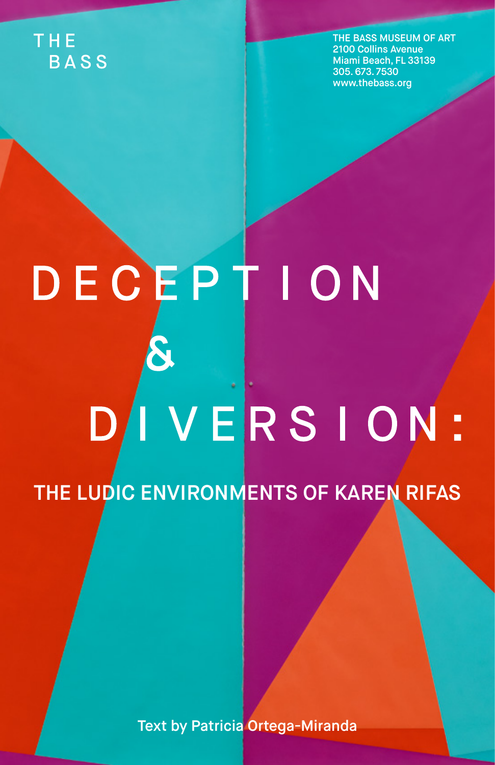THE BASS

THE BASS MUSEUM OF ART
2100 Collins Avenue
Miami Beach, FL 33139
305. 673. 7530
www.thebass.org

# DECEPTION & DIVERSION:

## THE LUDIC ENVIRONMENTS OF KAREN RIFAS

Text by Patricia Ortega-Miranda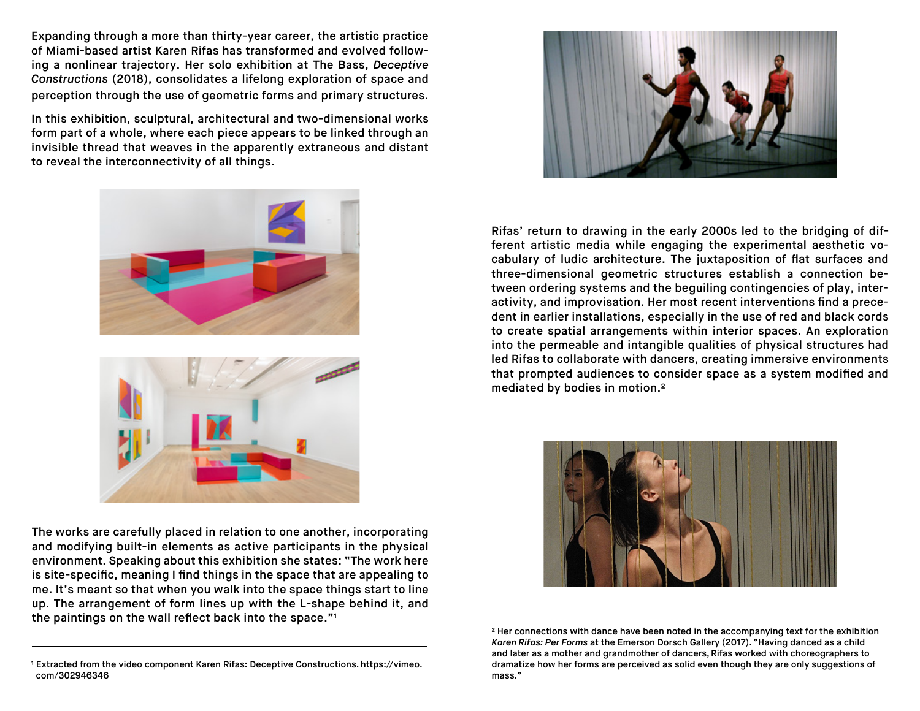Expanding through a more than thirty-year career, the artistic practice of Miami-based artist Karen Rifas has transformed and evolved following a nonlinear trajectory. Her solo exhibition at The Bass, *Deceptive Constructions* (2018), consolidates a lifelong exploration of space and perception through the use of geometric forms and primary structures.

In this exhibition, sculptural, architectural and two-dimensional works form part of a whole, where each piece appears to be linked through an invisible thread that weaves in the apparently extraneous and distant to reveal the interconnectivity of all things.

The works are carefully placed in relation to one another, incorporating and modifying built-in elements as active participants in the physical environment. Speaking about this exhibition she states: "The work here is site-specific, meaning I find things in the space that are appealing to me. It's meant so that when you walk into the space things start to line up. The arrangement of form lines up with the L-shape behind it, and the paintings on the wall reflect back into the space."[1]

Rifas' return to drawing in the early 2000s led to the bridging of different artistic media while engaging the experimental aesthetic vocabulary of ludic architecture. The juxtaposition of flat surfaces and three-dimensional geometric structures establish a connection between ordering systems and the beguiling contingencies of play, interactivity, and improvisation. Her most recent interventions find a precedent in earlier installations, especially in the use of red and black cords to create spatial arrangements within interior spaces. An exploration into the permeable and intangible qualities of physical structures had led Rifas to collaborate with dancers, creating immersive environments that prompted audiences to consider space as a system modified and mediated by bodies in motion.[2]

---

[1] Extracted from the video component Karen Rifas: Deceptive Constructions. https://vimeo.com/302946346

[2] Her connections with dance have been noted in the accompanying text for the exhibition *Karen Rifas: Per Forms* at the Emerson Dorsch Gallery (2017). "Having danced as a child and later as a mother and grandmother of dancers, Rifas worked with choreographers to dramatize how her forms are perceived as solid even though they are only suggestions of mass."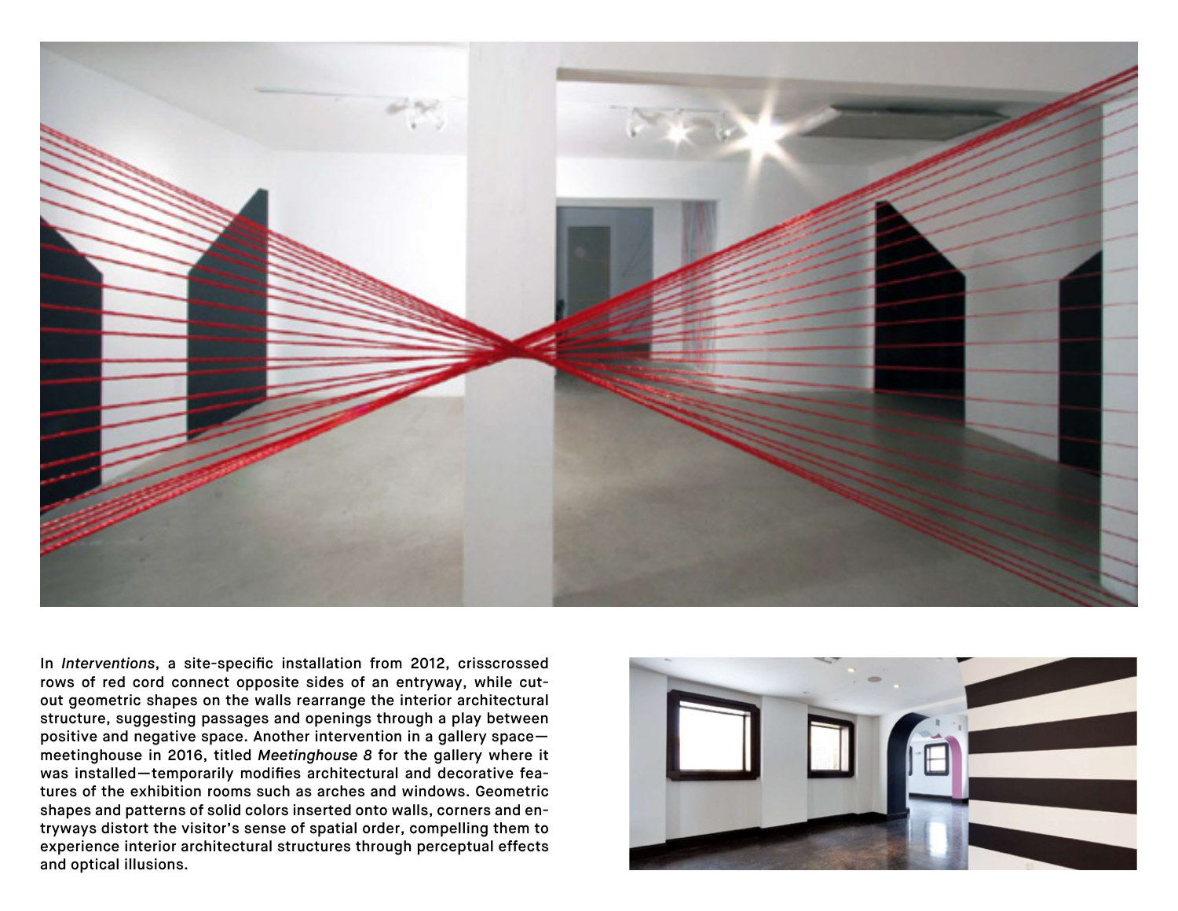In *Interventions*, a site-specific installation from 2012, crisscrossed rows of red cord connect opposite sides of an entryway, while cut-out geometric shapes on the walls rearrange the interior architectural structure, suggesting passages and openings through a play between positive and negative space. Another intervention in a gallery space—meetinghouse in 2016, titled *Meetinghouse 8* for the gallery where it was installed—temporarily modifies architectural and decorative features of the exhibition rooms such as arches and windows. Geometric shapes and patterns of solid colors inserted onto walls, corners and entryways distort the visitor's sense of spatial order, compelling them to experience interior architectural structures through perceptual effects and optical illusions.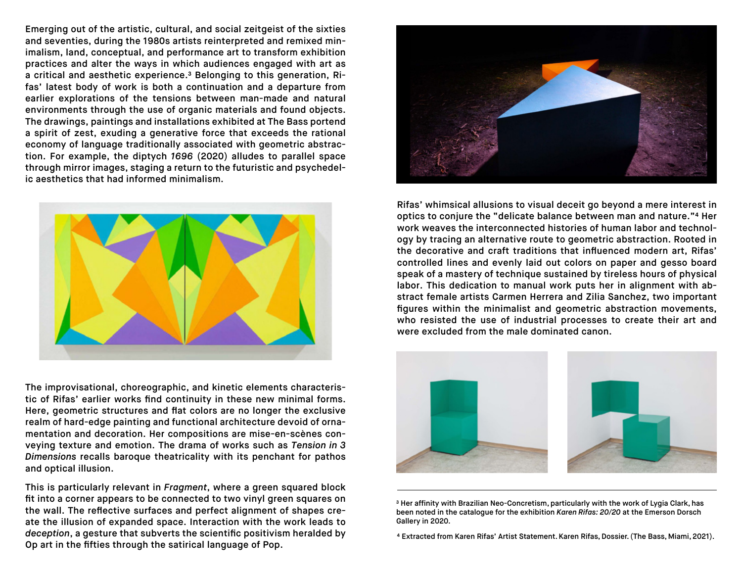Emerging out of the artistic, cultural, and social zeitgeist of the sixties and seventies, during the 1980s artists reinterpreted and remixed minimalism, land, conceptual, and performance art to transform exhibition practices and alter the ways in which audiences engaged with art as a critical and aesthetic experience.[3] Belonging to this generation, Rifas' latest body of work is both a continuation and a departure from earlier explorations of the tensions between man-made and natural environments through the use of organic materials and found objects. The drawings, paintings and installations exhibited at The Bass portend a spirit of zest, exuding a generative force that exceeds the rational economy of language traditionally associated with geometric abstraction. For example, the diptych *1696* (2020) alludes to parallel space through mirror images, staging a return to the futuristic and psychedelic aesthetics that had informed minimalism.

The improvisational, choreographic, and kinetic elements characteristic of Rifas' earlier works find continuity in these new minimal forms. Here, geometric structures and flat colors are no longer the exclusive realm of hard-edge painting and functional architecture devoid of ornamentation and decoration. Her compositions are mise-en-scènes conveying texture and emotion. The drama of works such as *Tension in 3 Dimensions* recalls baroque theatricality with its penchant for pathos and optical illusion.

This is particularly relevant in *Fragment*, where a green squared block fit into a corner appears to be connected to two vinyl green squares on the wall. The reflective surfaces and perfect alignment of shapes create the illusion of expanded space. Interaction with the work leads to *deception*, a gesture that subverts the scientific positivism heralded by Op art in the fifties through the satirical language of Pop.

Rifas' whimsical allusions to visual deceit go beyond a mere interest in optics to conjure the "delicate balance between man and nature."[4] Her work weaves the interconnected histories of human labor and technology by tracing an alternative route to geometric abstraction. Rooted in the decorative and craft traditions that influenced modern art, Rifas' controlled lines and evenly laid out colors on paper and gesso board speak of a mastery of technique sustained by tireless hours of physical labor. This dedication to manual work puts her in alignment with abstract female artists Carmen Herrera and Zilia Sanchez, two important figures within the minimalist and geometric abstraction movements, who resisted the use of industrial processes to create their art and were excluded from the male dominated canon.

---

[3] Her affinity with Brazilian Neo-Concretism, particularly with the work of Lygia Clark, has been noted in the catalogue for the exhibition *Karen Rifas: 20/20* at the Emerson Dorsch Gallery in 2020.

[4] Extracted from Karen Rifas' Artist Statement. Karen Rifas, Dossier. (The Bass, Miami, 2021).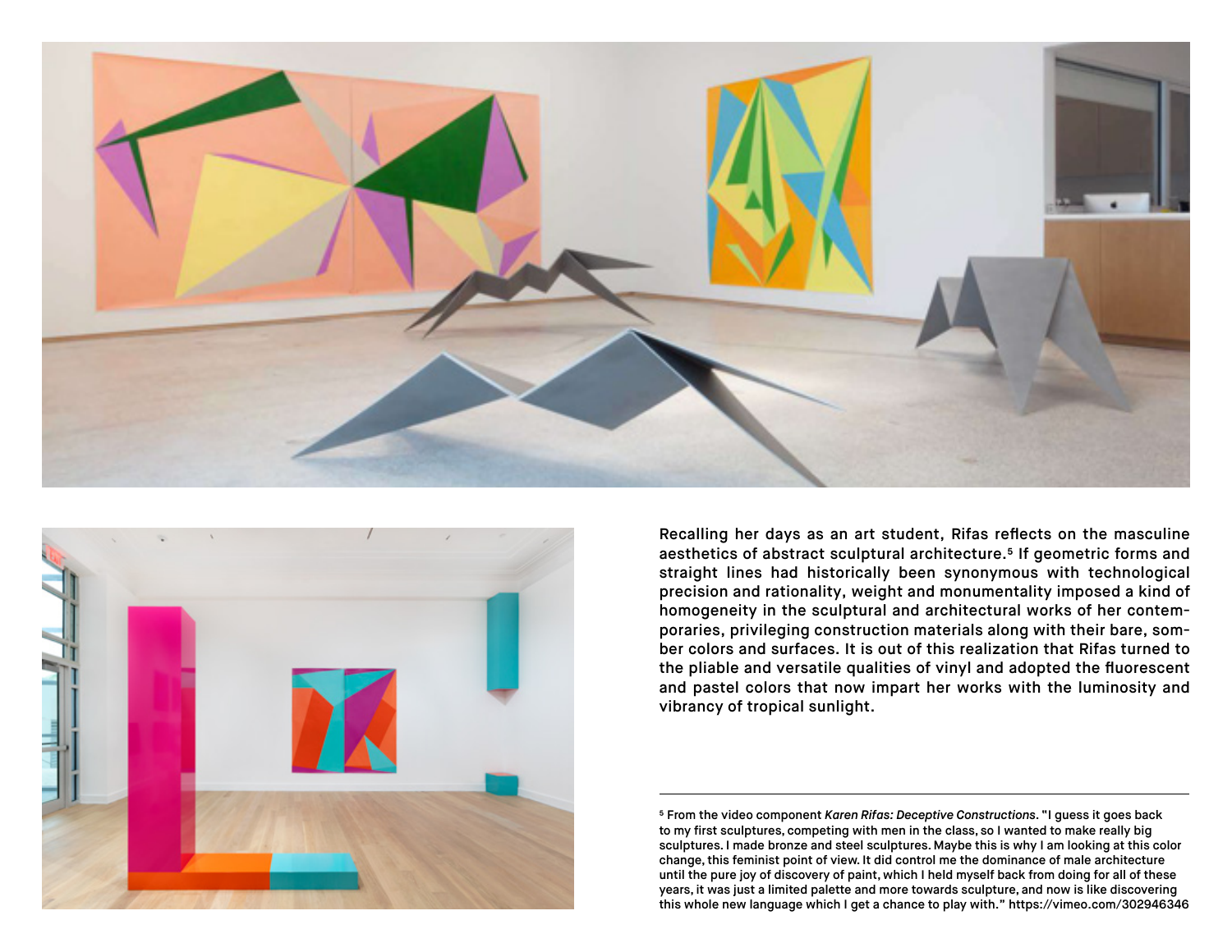Recalling her days as an art student, Rifas reflects on the masculine aesthetics of abstract sculptural architecture.[5] If geometric forms and straight lines had historically been synonymous with technological precision and rationality, weight and monumentality imposed a kind of homogeneity in the sculptural and architectural works of her contemporaries, privileging construction materials along with their bare, somber colors and surfaces. It is out of this realization that Rifas turned to the pliable and versatile qualities of vinyl and adopted the fluorescent and pastel colors that now impart her works with the luminosity and vibrancy of tropical sunlight.

---

[5] From the video component *Karen Rifas: Deceptive Constructions*. "I guess it goes back to my first sculptures, competing with men in the class, so I wanted to make really big sculptures. I made bronze and steel sculptures. Maybe this is why I am looking at this color change, this feminist point of view. It did control me the dominance of male architecture until the pure joy of discovery of paint, which I held myself back from doing for all of these years, it was just a limited palette and more towards sculpture, and now is like discovering this whole new language which I get a chance to play with." https://vimeo.com/302946346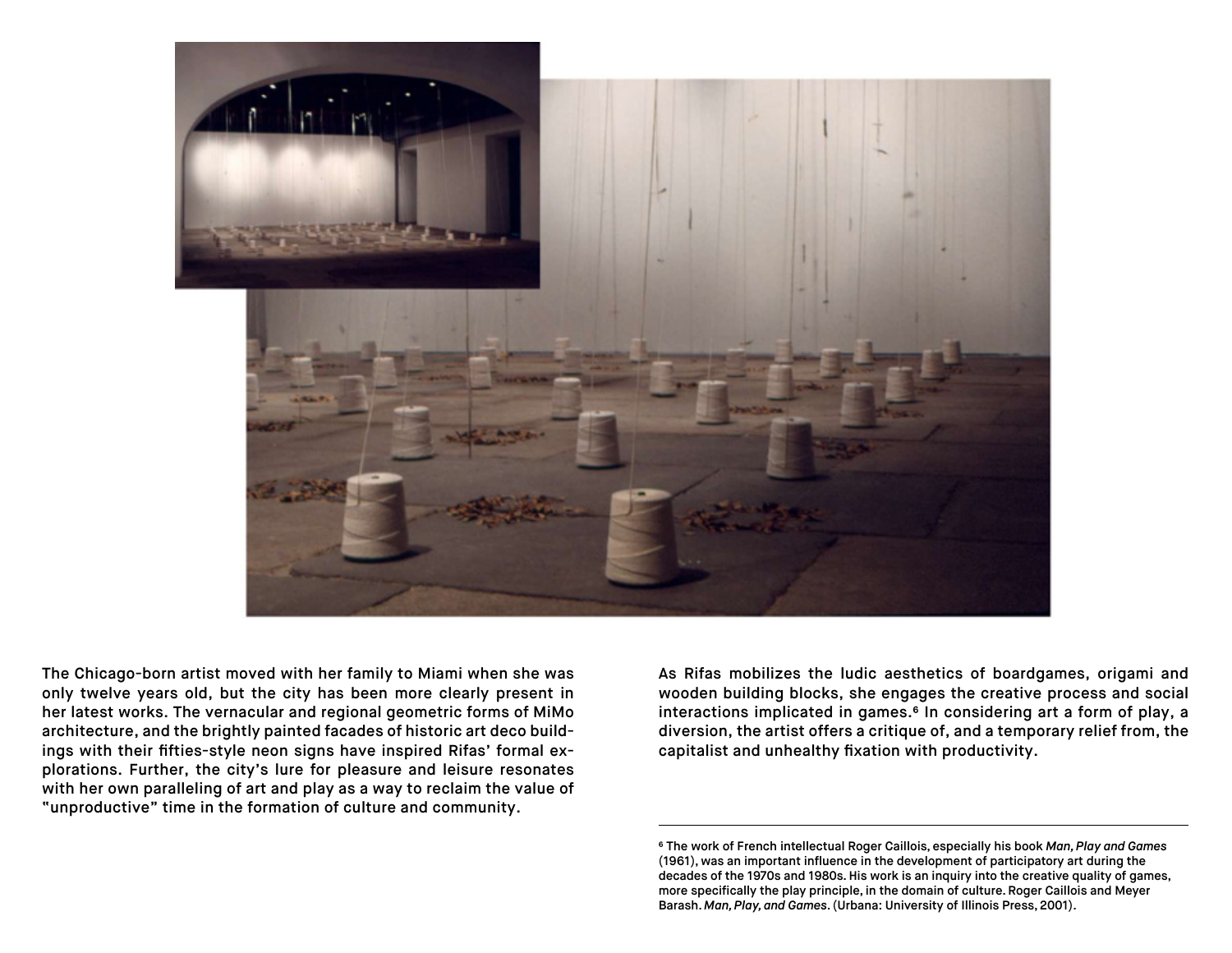The Chicago-born artist moved with her family to Miami when she was only twelve years old, but the city has been more clearly present in her latest works. The vernacular and regional geometric forms of MiMo architecture, and the brightly painted facades of historic art deco buildings with their fifties-style neon signs have inspired Rifas' formal explorations. Further, the city's lure for pleasure and leisure resonates with her own paralleling of art and play as a way to reclaim the value of "unproductive" time in the formation of culture and community.

As Rifas mobilizes the ludic aesthetics of boardgames, origami and wooden building blocks, she engages the creative process and social interactions implicated in games.[6] In considering art a form of play, a diversion, the artist offers a critique of, and a temporary relief from, the capitalist and unhealthy fixation with productivity.

---

[6] The work of French intellectual Roger Caillois, especially his book *Man, Play and Games* (1961), was an important influence in the development of participatory art during the decades of the 1970s and 1980s. His work is an inquiry into the creative quality of games, more specifically the play principle, in the domain of culture. Roger Caillois and Meyer Barash. *Man, Play, and Games*. (Urbana: University of Illinois Press, 2001).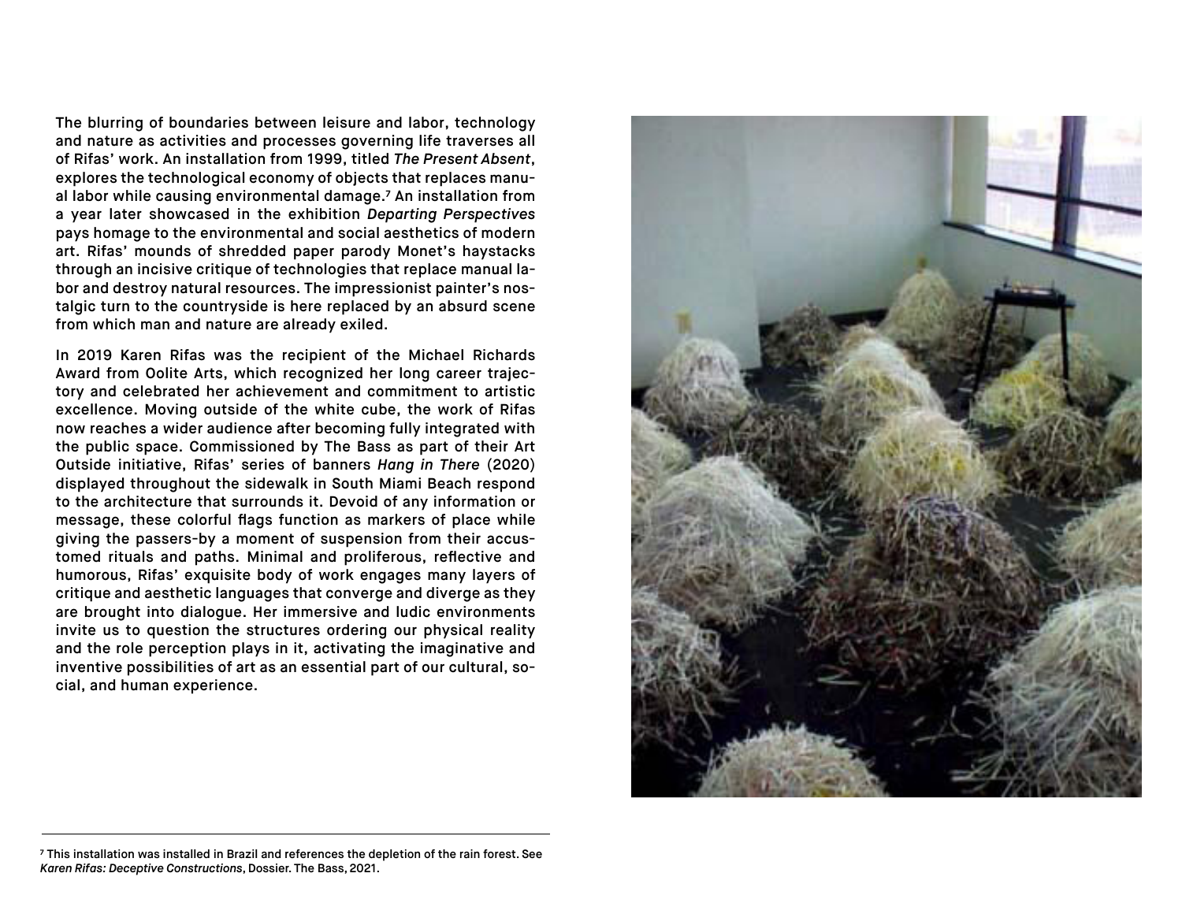The blurring of boundaries between leisure and labor, technology and nature as activities and processes governing life traverses all of Rifas' work. An installation from 1999, titled *The Present Absent*, explores the technological economy of objects that replaces manual labor while causing environmental damage.[7] An installation from a year later showcased in the exhibition *Departing Perspectives* pays homage to the environmental and social aesthetics of modern art. Rifas' mounds of shredded paper parody Monet's haystacks through an incisive critique of technologies that replace manual labor and destroy natural resources. The impressionist painter's nostalgic turn to the countryside is here replaced by an absurd scene from which man and nature are already exiled.

In 2019 Karen Rifas was the recipient of the Michael Richards Award from Oolite Arts, which recognized her long career trajectory and celebrated her achievement and commitment to artistic excellence. Moving outside of the white cube, the work of Rifas now reaches a wider audience after becoming fully integrated with the public space. Commissioned by The Bass as part of their Art Outside initiative, Rifas' series of banners *Hang in There* (2020) displayed throughout the sidewalk in South Miami Beach respond to the architecture that surrounds it. Devoid of any information or message, these colorful flags function as markers of place while giving the passers-by a moment of suspension from their accustomed rituals and paths. Minimal and proliferous, reflective and humorous, Rifas' exquisite body of work engages many layers of critique and aesthetic languages that converge and diverge as they are brought into dialogue. Her immersive and ludic environments invite us to question the structures ordering our physical reality and the role perception plays in it, activating the imaginative and inventive possibilities of art as an essential part of our cultural, social, and human experience.

---

[7] This installation was installed in Brazil and references the depletion of the rain forest. See *Karen Rifas: Deceptive Constructions*, Dossier. The Bass, 2021.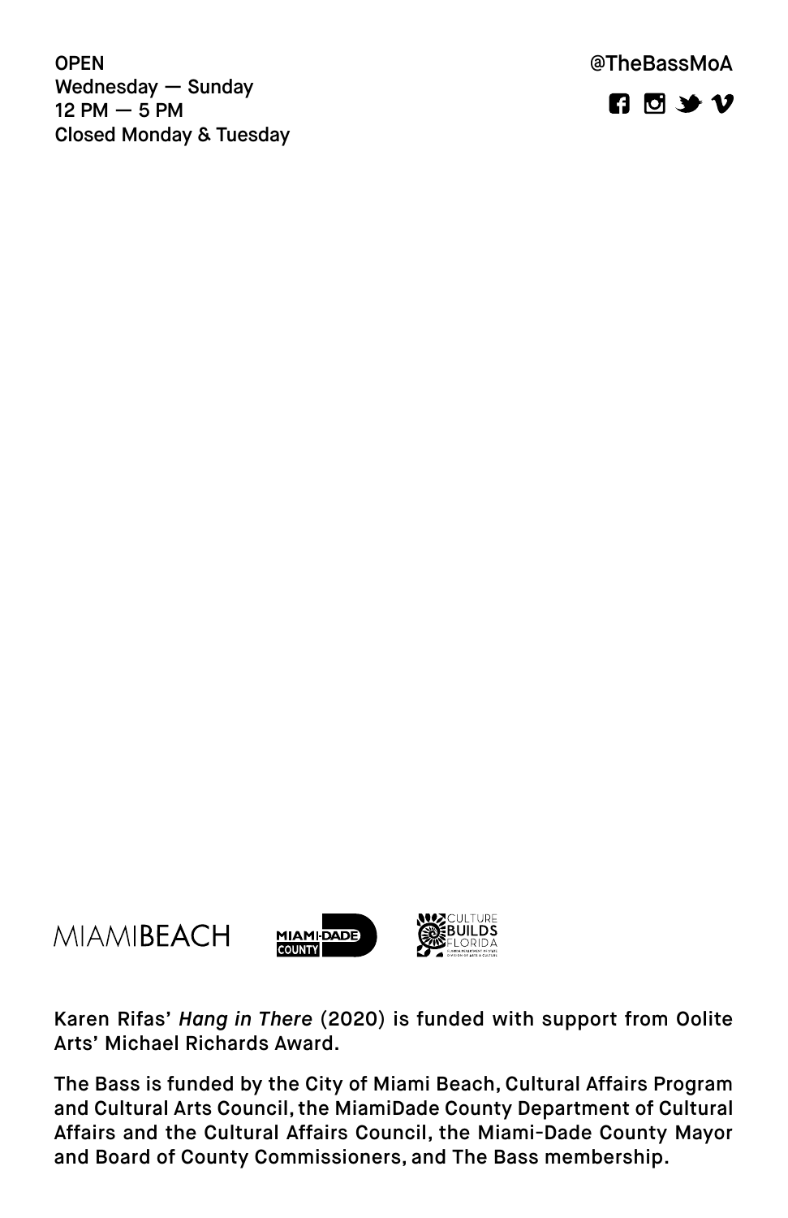**OPEN**
Wednesday — Sunday
12 PM — 5 PM
Closed Monday & Tuesday

@TheBassMoA

MIAMIBEACH

MIAMI-DADE COUNTY

CULTURE BUILDS FLORIDA

Karen Rifas' *Hang in There* (2020) is funded with support from Oolite Arts' Michael Richards Award.

The Bass is funded by the City of Miami Beach, Cultural Affairs Program and Cultural Arts Council, the MiamiDade County Department of Cultural Affairs and the Cultural Affairs Council, the Miami-Dade County Mayor and Board of County Commissioners, and The Bass membership.